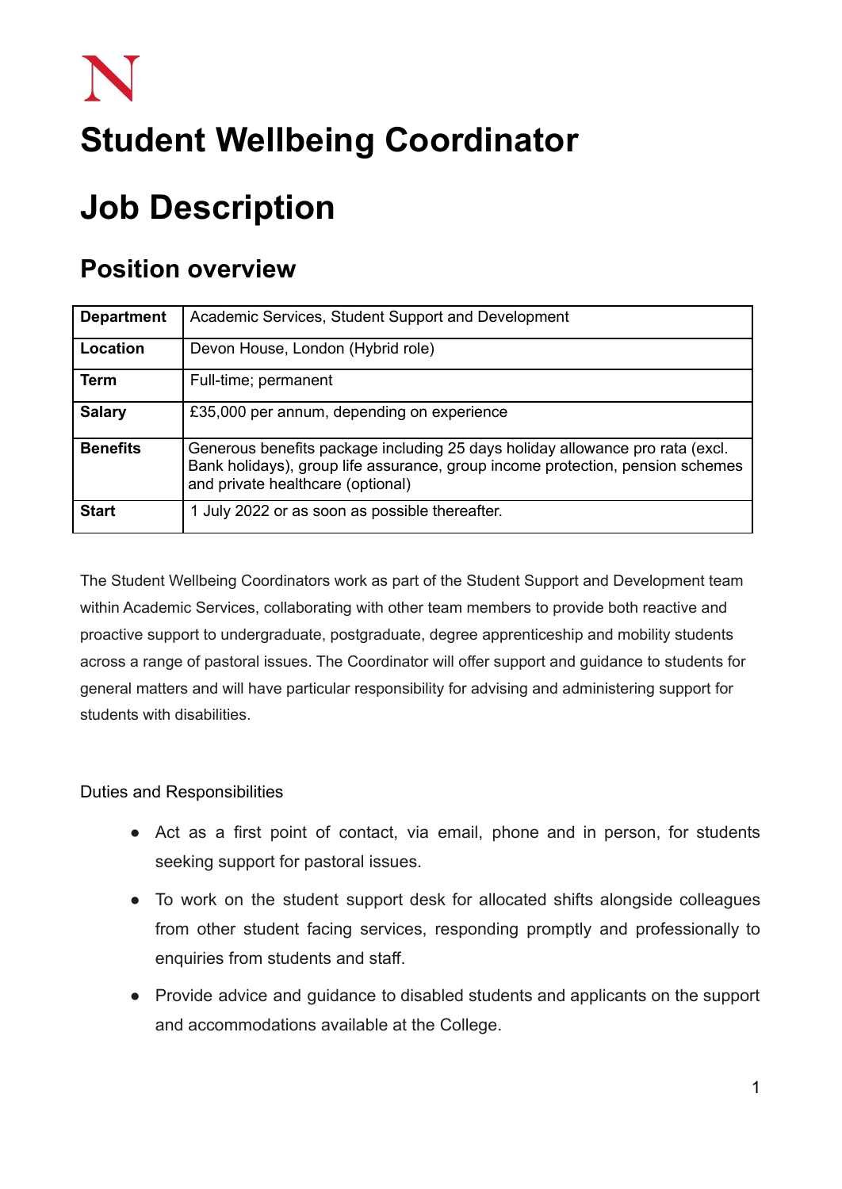# Student Wellbeing Coordinator

# Job Description

## Position overview

| Department | Academic Services, Student Support and Development |
|---|---|
| Location | Devon House, London (Hybrid role) |
| Term | Full-time; permanent |
| Salary | £35,000 per annum, depending on experience |
| Benefits | Generous benefits package including 25 days holiday allowance pro rata (excl. Bank holidays), group life assurance, group income protection, pension schemes and private healthcare (optional) |
| Start | 1 July 2022 or as soon as possible thereafter. |

The Student Wellbeing Coordinators work as part of the Student Support and Development team within Academic Services, collaborating with other team members to provide both reactive and proactive support to undergraduate, postgraduate, degree apprenticeship and mobility students across a range of pastoral issues. The Coordinator will offer support and guidance to students for general matters and will have particular responsibility for advising and administering support for students with disabilities.

Duties and Responsibilities

- Act as a first point of contact, via email, phone and in person, for students seeking support for pastoral issues.
- To work on the student support desk for allocated shifts alongside colleagues from other student facing services, responding promptly and professionally to enquiries from students and staff.
- Provide advice and guidance to disabled students and applicants on the support and accommodations available at the College.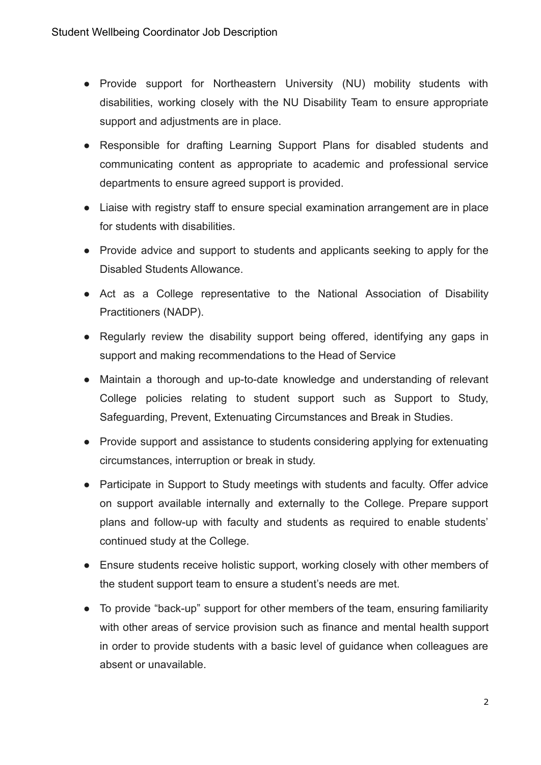- Provide support for Northeastern University (NU) mobility students with disabilities, working closely with the NU Disability Team to ensure appropriate support and adjustments are in place.
- Responsible for drafting Learning Support Plans for disabled students and communicating content as appropriate to academic and professional service departments to ensure agreed support is provided.
- Liaise with registry staff to ensure special examination arrangement are in place for students with disabilities.
- Provide advice and support to students and applicants seeking to apply for the Disabled Students Allowance.
- Act as a College representative to the National Association of Disability Practitioners (NADP).
- Regularly review the disability support being offered, identifying any gaps in support and making recommendations to the Head of Service
- Maintain a thorough and up-to-date knowledge and understanding of relevant College policies relating to student support such as Support to Study, Safeguarding, Prevent, Extenuating Circumstances and Break in Studies.
- Provide support and assistance to students considering applying for extenuating circumstances, interruption or break in study.
- Participate in Support to Study meetings with students and faculty. Offer advice on support available internally and externally to the College. Prepare support plans and follow-up with faculty and students as required to enable students' continued study at the College.
- Ensure students receive holistic support, working closely with other members of the student support team to ensure a student's needs are met.
- To provide "back-up" support for other members of the team, ensuring familiarity with other areas of service provision such as finance and mental health support in order to provide students with a basic level of guidance when colleagues are absent or unavailable.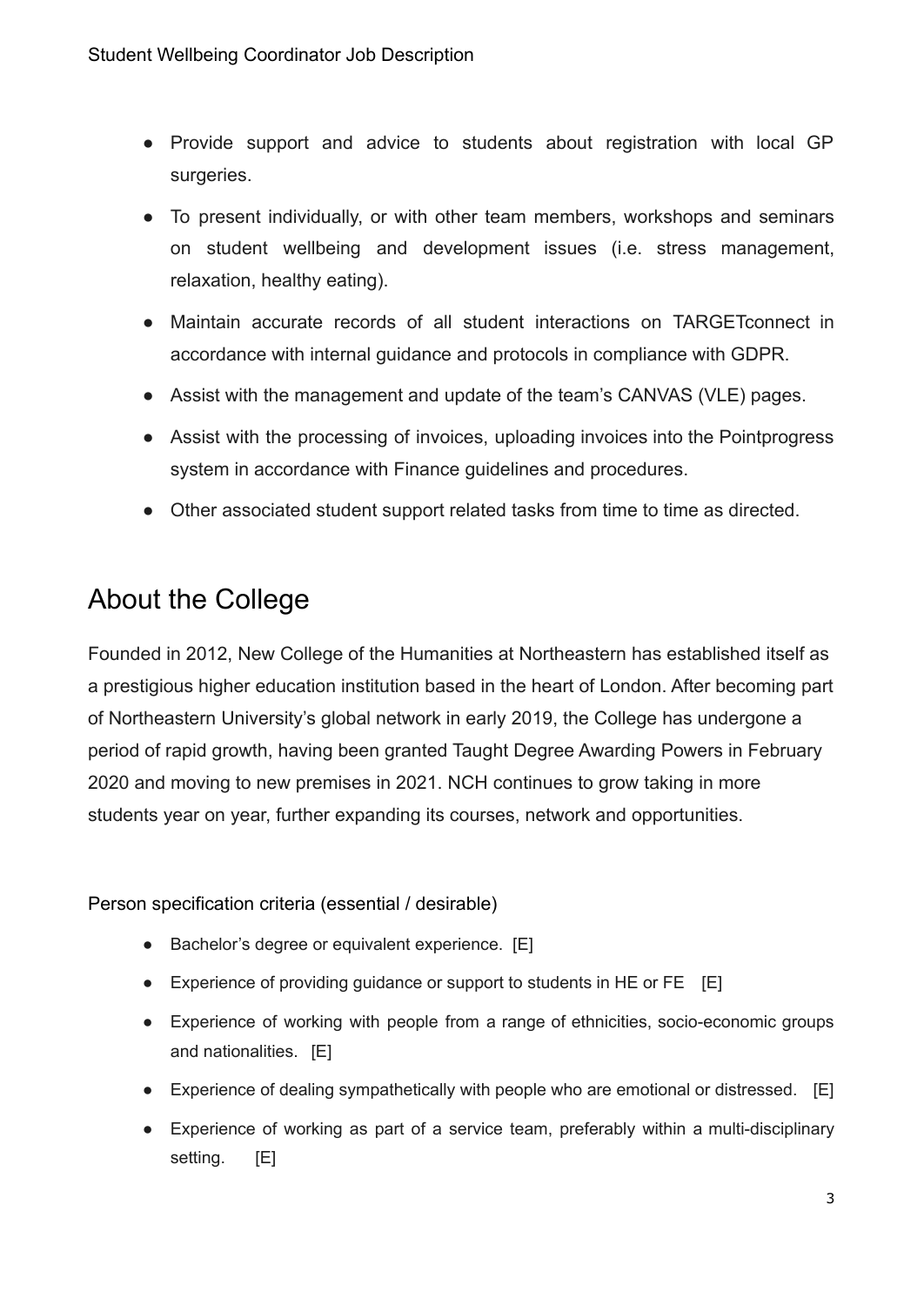- Provide support and advice to students about registration with local GP surgeries.
- To present individually, or with other team members, workshops and seminars on student wellbeing and development issues (i.e. stress management, relaxation, healthy eating).
- Maintain accurate records of all student interactions on TARGETconnect in accordance with internal guidance and protocols in compliance with GDPR.
- Assist with the management and update of the team's CANVAS (VLE) pages.
- Assist with the processing of invoices, uploading invoices into the Pointprogress system in accordance with Finance guidelines and procedures.
- Other associated student support related tasks from time to time as directed.

## About the College

Founded in 2012, New College of the Humanities at Northeastern has established itself as a prestigious higher education institution based in the heart of London. After becoming part of Northeastern University's global network in early 2019, the College has undergone a period of rapid growth, having been granted Taught Degree Awarding Powers in February 2020 and moving to new premises in 2021. NCH continues to grow taking in more students year on year, further expanding its courses, network and opportunities.

Person specification criteria (essential / desirable)

- Bachelor's degree or equivalent experience. [E]
- Experience of providing guidance or support to students in HE or FE [E]
- Experience of working with people from a range of ethnicities, socio-economic groups and nationalities. [E]
- Experience of dealing sympathetically with people who are emotional or distressed. [E]
- Experience of working as part of a service team, preferably within a multi-disciplinary setting. [E]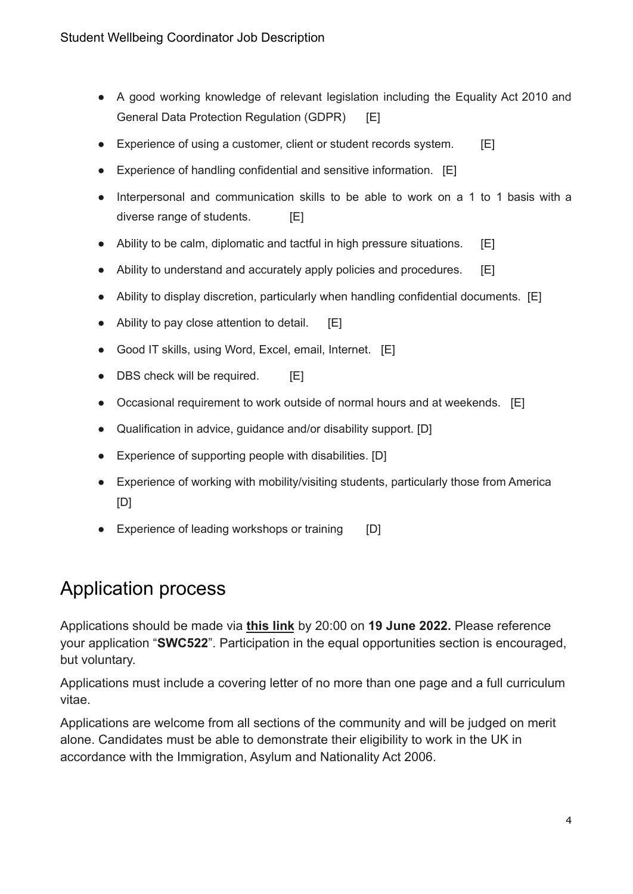- A good working knowledge of relevant legislation including the Equality Act 2010 and General Data Protection Regulation (GDPR) [E]
- Experience of using a customer, client or student records system. [E]
- Experience of handling confidential and sensitive information. [E]
- Interpersonal and communication skills to be able to work on a 1 to 1 basis with a diverse range of students. [E]
- Ability to be calm, diplomatic and tactful in high pressure situations. [E]
- Ability to understand and accurately apply policies and procedures. [E]
- Ability to display discretion, particularly when handling confidential documents. [E]
- Ability to pay close attention to detail. [E]
- Good IT skills, using Word, Excel, email, Internet. [E]
- DBS check will be required. [E]
- Occasional requirement to work outside of normal hours and at weekends. [E]
- Qualification in advice, guidance and/or disability support. [D]
- Experience of supporting people with disabilities. [D]
- Experience of working with mobility/visiting students, particularly those from America [D]
- Experience of leading workshops or training [D]

# Application process

Applications should be made via **this link** by 20:00 on **19 June 2022.** Please reference your application "**SWC522**". Participation in the equal opportunities section is encouraged, but voluntary.

Applications must include a covering letter of no more than one page and a full curriculum vitae.

Applications are welcome from all sections of the community and will be judged on merit alone. Candidates must be able to demonstrate their eligibility to work in the UK in accordance with the Immigration, Asylum and Nationality Act 2006.